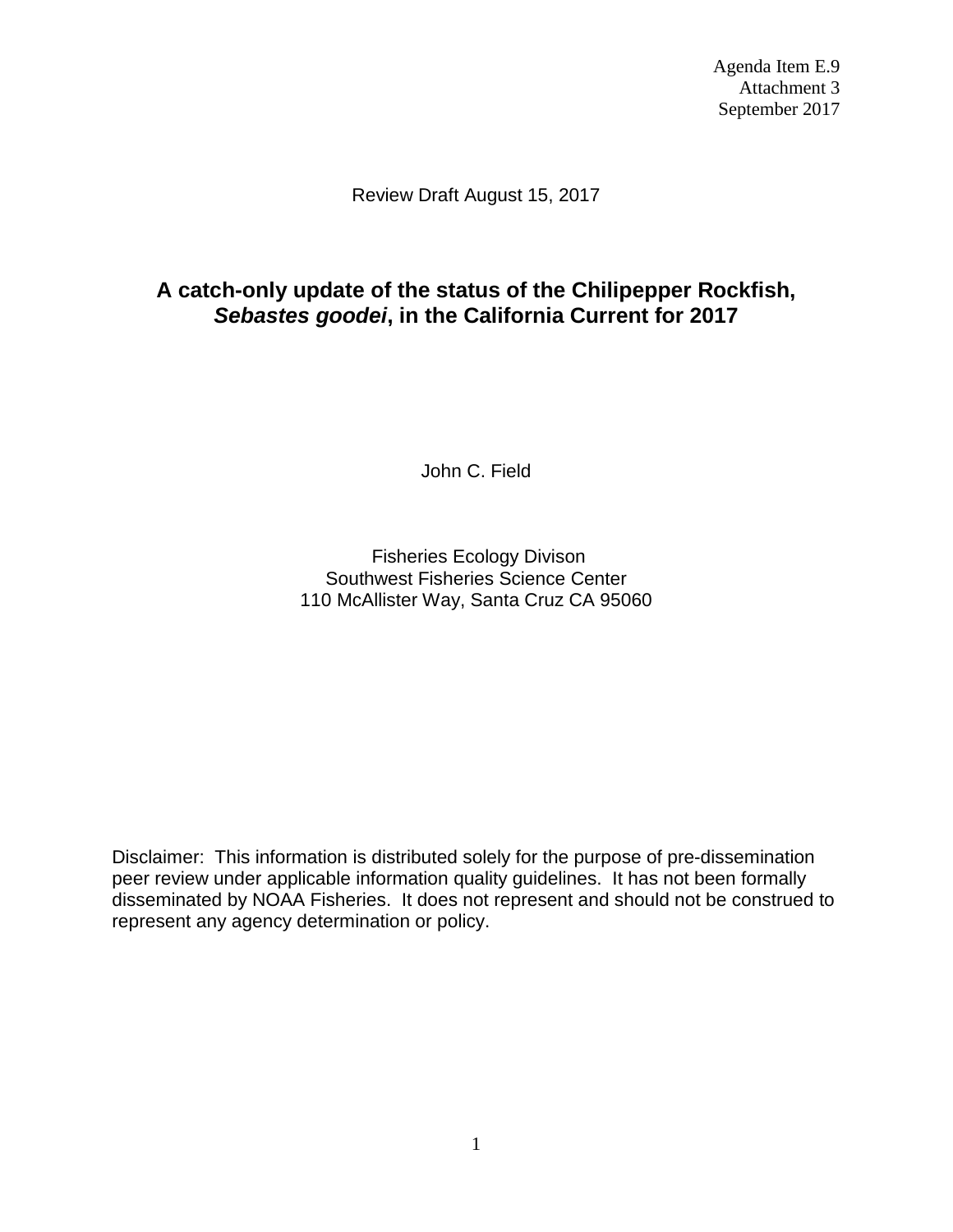Agenda Item E.9
Attachment 3
September 2017

Review Draft August 15, 2017

# A catch-only update of the status of the Chilipepper Rockfish, *Sebastes goodei*, in the California Current for 2017

John C. Field

Fisheries Ecology Divison
Southwest Fisheries Science Center
110 McAllister Way, Santa Cruz CA 95060

Disclaimer: This information is distributed solely for the purpose of pre-dissemination peer review under applicable information quality guidelines. It has not been formally disseminated by NOAA Fisheries. It does not represent and should not be construed to represent any agency determination or policy.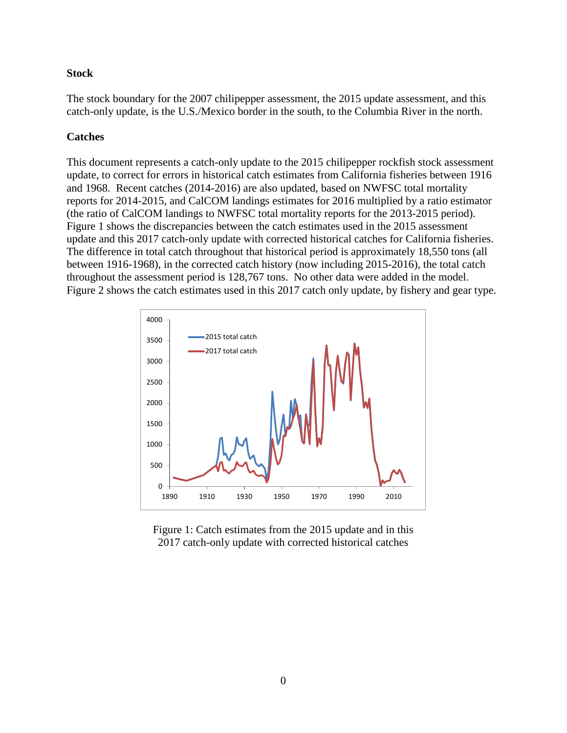**Stock**

The stock boundary for the 2007 chilipepper assessment, the 2015 update assessment, and this catch-only update, is the U.S./Mexico border in the south, to the Columbia River in the north.

**Catches**

This document represents a catch-only update to the 2015 chilipepper rockfish stock assessment update, to correct for errors in historical catch estimates from California fisheries between 1916 and 1968. Recent catches (2014-2016) are also updated, based on NWFSC total mortality reports for 2014-2015, and CalCOM landings estimates for 2016 multiplied by a ratio estimator (the ratio of CalCOM landings to NWFSC total mortality reports for the 2013-2015 period). Figure 1 shows the discrepancies between the catch estimates used in the 2015 assessment update and this 2017 catch-only update with corrected historical catches for California fisheries. The difference in total catch throughout that historical period is approximately 18,550 tons (all between 1916-1968), in the corrected catch history (now including 2015-2016), the total catch throughout the assessment period is 128,767 tons. No other data were added in the model. Figure 2 shows the catch estimates used in this 2017 catch only update, by fishery and gear type.

Figure 1: Catch estimates from the 2015 update and in this 2017 catch-only update with corrected historical catches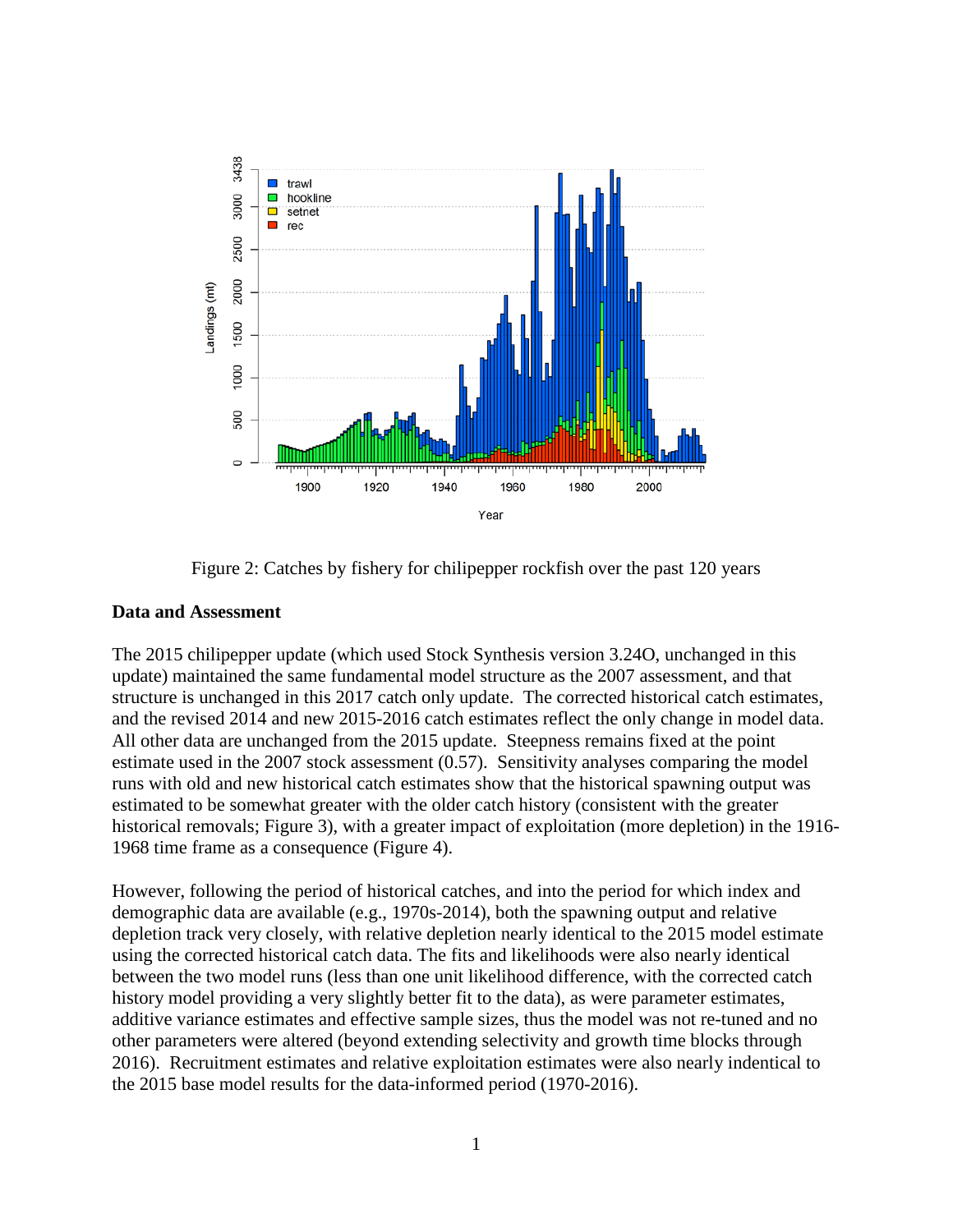Figure 2: Catches by fishery for chilipepper rockfish over the past 120 years

**Data and Assessment**

The 2015 chilipepper update (which used Stock Synthesis version 3.24O, unchanged in this update) maintained the same fundamental model structure as the 2007 assessment, and that structure is unchanged in this 2017 catch only update. The corrected historical catch estimates, and the revised 2014 and new 2015-2016 catch estimates reflect the only change in model data. All other data are unchanged from the 2015 update. Steepness remains fixed at the point estimate used in the 2007 stock assessment (0.57). Sensitivity analyses comparing the model runs with old and new historical catch estimates show that the historical spawning output was estimated to be somewhat greater with the older catch history (consistent with the greater historical removals; Figure 3), with a greater impact of exploitation (more depletion) in the 1916-1968 time frame as a consequence (Figure 4).

However, following the period of historical catches, and into the period for which index and demographic data are available (e.g., 1970s-2014), both the spawning output and relative depletion track very closely, with relative depletion nearly identical to the 2015 model estimate using the corrected historical catch data. The fits and likelihoods were also nearly identical between the two model runs (less than one unit likelihood difference, with the corrected catch history model providing a very slightly better fit to the data), as were parameter estimates, additive variance estimates and effective sample sizes, thus the model was not re-tuned and no other parameters were altered (beyond extending selectivity and growth time blocks through 2016). Recruitment estimates and relative exploitation estimates were also nearly indentical to the 2015 base model results for the data-informed period (1970-2016).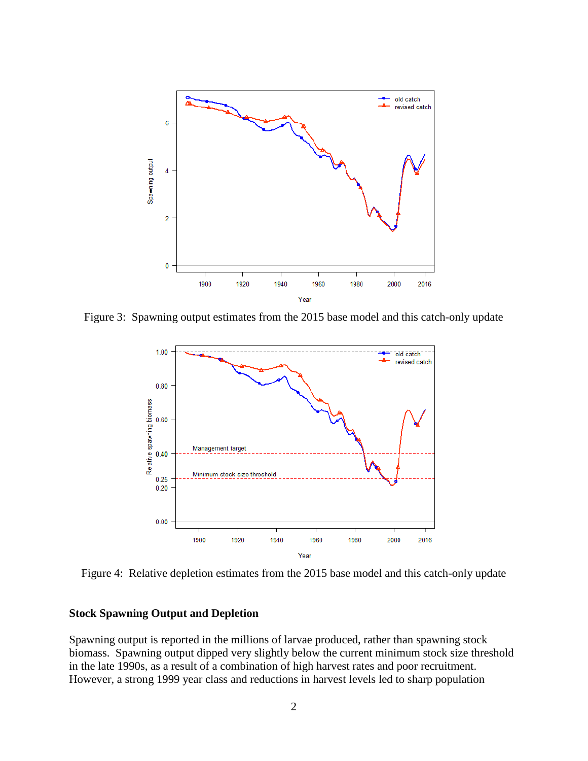Figure 3: Spawning output estimates from the 2015 base model and this catch-only update

Figure 4: Relative depletion estimates from the 2015 base model and this catch-only update

### Stock Spawning Output and Depletion

Spawning output is reported in the millions of larvae produced, rather than spawning stock biomass. Spawning output dipped very slightly below the current minimum stock size threshold in the late 1990s, as a result of a combination of high harvest rates and poor recruitment. However, a strong 1999 year class and reductions in harvest levels led to sharp population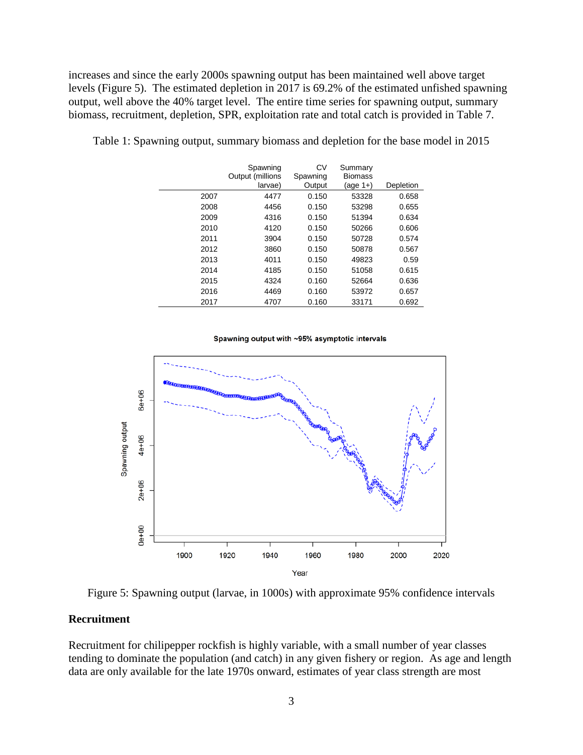increases and since the early 2000s spawning output has been maintained well above target levels (Figure 5). The estimated depletion in 2017 is 69.2% of the estimated unfished spawning output, well above the 40% target level. The entire time series for spawning output, summary biomass, recruitment, depletion, SPR, exploitation rate and total catch is provided in Table 7.

Table 1: Spawning output, summary biomass and depletion for the base model in 2015

| | Spawning Output (millions larvae) | CV Spawning Output | Summary Biomass (age 1+) | Depletion |
|---|---|---|---|---|
| 2007 | 4477 | 0.150 | 53328 | 0.658 |
| 2008 | 4456 | 0.150 | 53298 | 0.655 |
| 2009 | 4316 | 0.150 | 51394 | 0.634 |
| 2010 | 4120 | 0.150 | 50266 | 0.606 |
| 2011 | 3904 | 0.150 | 50728 | 0.574 |
| 2012 | 3860 | 0.150 | 50878 | 0.567 |
| 2013 | 4011 | 0.150 | 49823 | 0.59 |
| 2014 | 4185 | 0.150 | 51058 | 0.615 |
| 2015 | 4324 | 0.160 | 52664 | 0.636 |
| 2016 | 4469 | 0.160 | 53972 | 0.657 |
| 2017 | 4707 | 0.160 | 33171 | 0.692 |

Figure 5: Spawning output (larvae, in 1000s) with approximate 95% confidence intervals

## Recruitment

Recruitment for chilipepper rockfish is highly variable, with a small number of year classes tending to dominate the population (and catch) in any given fishery or region. As age and length data are only available for the late 1970s onward, estimates of year class strength are most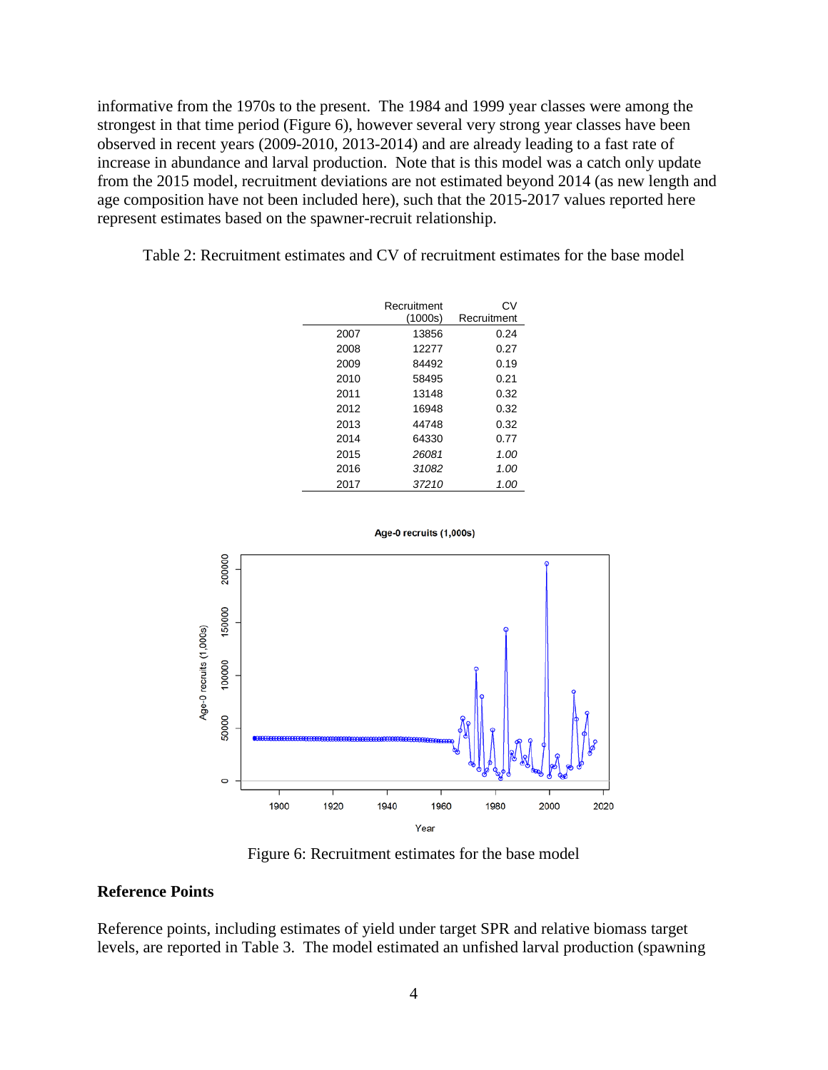informative from the 1970s to the present. The 1984 and 1999 year classes were among the strongest in that time period (Figure 6), however several very strong year classes have been observed in recent years (2009-2010, 2013-2014) and are already leading to a fast rate of increase in abundance and larval production. Note that is this model was a catch only update from the 2015 model, recruitment deviations are not estimated beyond 2014 (as new length and age composition have not been included here), such that the 2015-2017 values reported here represent estimates based on the spawner-recruit relationship.

Table 2: Recruitment estimates and CV of recruitment estimates for the base model

| | Recruitment (1000s) | CV Recruitment |
|---|---|---|
| 2007 | 13856 | 0.24 |
| 2008 | 12277 | 0.27 |
| 2009 | 84492 | 0.19 |
| 2010 | 58495 | 0.21 |
| 2011 | 13148 | 0.32 |
| 2012 | 16948 | 0.32 |
| 2013 | 44748 | 0.32 |
| 2014 | 64330 | 0.77 |
| 2015 | *26081* | *1.00* |
| 2016 | *31082* | *1.00* |
| 2017 | *37210* | *1.00* |

Figure 6: Recruitment estimates for the base model

## Reference Points

Reference points, including estimates of yield under target SPR and relative biomass target levels, are reported in Table 3. The model estimated an unfished larval production (spawning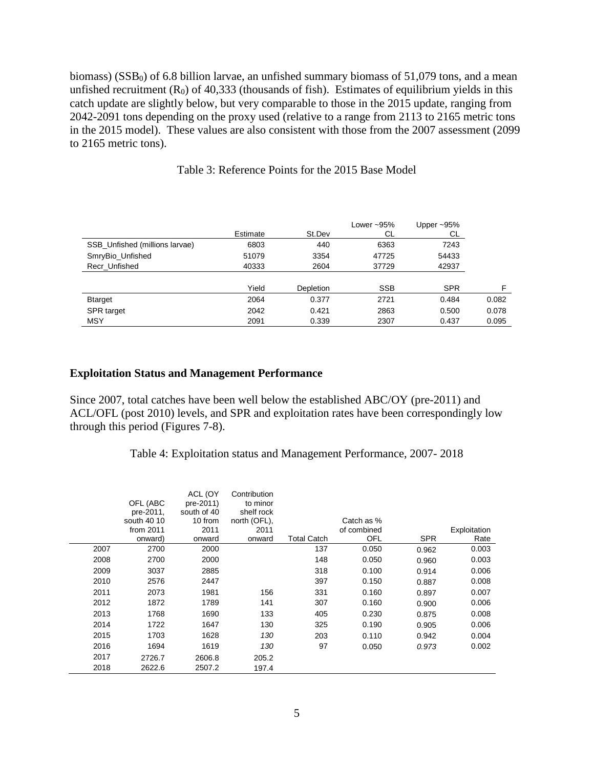biomass) ($SSB_0$) of 6.8 billion larvae, an unfished summary biomass of 51,079 tons, and a mean unfished recruitment ($R_0$) of 40,333 (thousands of fish). Estimates of equilibrium yields in this catch update are slightly below, but very comparable to those in the 2015 update, ranging from 2042-2091 tons depending on the proxy used (relative to a range from 2113 to 2165 metric tons in the 2015 model). These values are also consistent with those from the 2007 assessment (2099 to 2165 metric tons).

Table 3: Reference Points for the 2015 Base Model

| | Estimate | St.Dev | Lower ~95% CL | Upper ~95% CL | |
|---|---|---|---|---|---|
| SSB_Unfished (millions larvae) | 6803 | 440 | 6363 | 7243 | |
| SmryBio_Unfished | 51079 | 3354 | 47725 | 54433 | |
| Recr_Unfished | 40333 | 2604 | 37729 | 42937 | |
| | **Yield** | **Depletion** | **SSB** | **SPR** | **F** |
| Btarget | 2064 | 0.377 | 2721 | 0.484 | 0.082 |
| SPR target | 2042 | 0.421 | 2863 | 0.500 | 0.078 |
| MSY | 2091 | 0.339 | 2307 | 0.437 | 0.095 |

## Exploitation Status and Management Performance

Since 2007, total catches have been well below the established ABC/OY (pre-2011) and ACL/OFL (post 2010) levels, and SPR and exploitation rates have been correspondingly low through this period (Figures 7-8).

Table 4: Exploitation status and Management Performance, 2007- 2018

| | OFL (ABC pre-2011, south 40 10 from 2011 onward) | ACL (OY pre-2011) south of 40 10 from 2011 onward | Contribution to minor shelf rock north (OFL), 2011 onward | Total Catch | Catch as % of combined OFL | SPR | Exploitation Rate |
|---|---|---|---|---|---|---|---|
| 2007 | 2700 | 2000 | | 137 | 0.050 | 0.962 | 0.003 |
| 2008 | 2700 | 2000 | | 148 | 0.050 | 0.960 | 0.003 |
| 2009 | 3037 | 2885 | | 318 | 0.100 | 0.914 | 0.006 |
| 2010 | 2576 | 2447 | | 397 | 0.150 | 0.887 | 0.008 |
| 2011 | 2073 | 1981 | 156 | 331 | 0.160 | 0.897 | 0.007 |
| 2012 | 1872 | 1789 | 141 | 307 | 0.160 | 0.900 | 0.006 |
| 2013 | 1768 | 1690 | 133 | 405 | 0.230 | 0.875 | 0.008 |
| 2014 | 1722 | 1647 | 130 | 325 | 0.190 | 0.905 | 0.006 |
| 2015 | 1703 | 1628 | *130* | 203 | 0.110 | 0.942 | 0.004 |
| 2016 | 1694 | 1619 | *130* | 97 | 0.050 | *0.973* | 0.002 |
| 2017 | 2726.7 | 2606.8 | 205.2 | | | | |
| 2018 | 2622.6 | 2507.2 | 197.4 | | | | |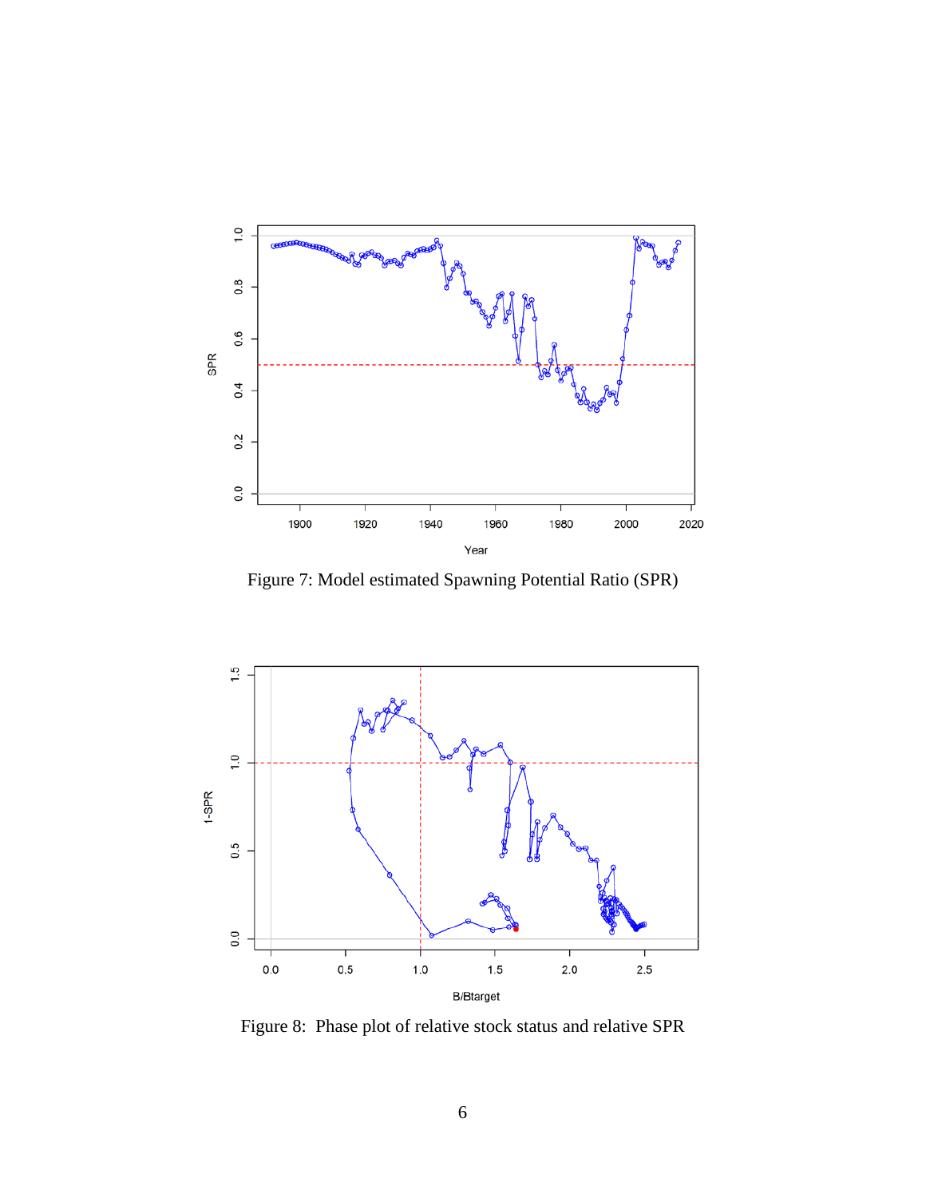Figure 7: Model estimated Spawning Potential Ratio (SPR)

Figure 8: Phase plot of relative stock status and relative SPR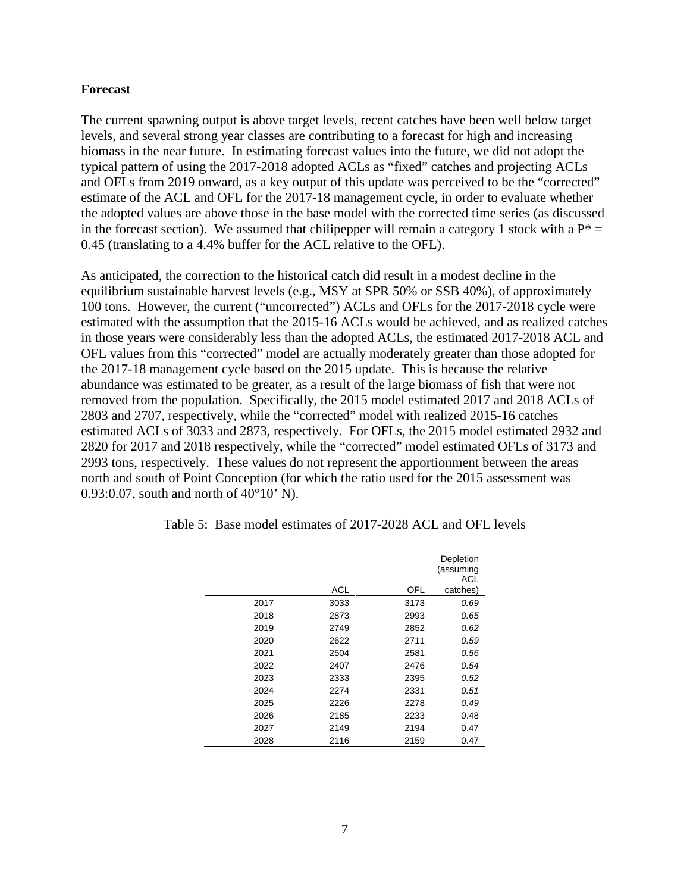**Forecast**

The current spawning output is above target levels, recent catches have been well below target levels, and several strong year classes are contributing to a forecast for high and increasing biomass in the near future. In estimating forecast values into the future, we did not adopt the typical pattern of using the 2017-2018 adopted ACLs as "fixed" catches and projecting ACLs and OFLs from 2019 onward, as a key output of this update was perceived to be the "corrected" estimate of the ACL and OFL for the 2017-18 management cycle, in order to evaluate whether the adopted values are above those in the base model with the corrected time series (as discussed in the forecast section). We assumed that chilipepper will remain a category 1 stock with a $P^* = 0.45$ (translating to a 4.4% buffer for the ACL relative to the OFL).

As anticipated, the correction to the historical catch did result in a modest decline in the equilibrium sustainable harvest levels (e.g., MSY at SPR 50% or SSB 40%), of approximately 100 tons. However, the current ("uncorrected") ACLs and OFLs for the 2017-2018 cycle were estimated with the assumption that the 2015-16 ACLs would be achieved, and as realized catches in those years were considerably less than the adopted ACLs, the estimated 2017-2018 ACL and OFL values from this "corrected" model are actually moderately greater than those adopted for the 2017-18 management cycle based on the 2015 update. This is because the relative abundance was estimated to be greater, as a result of the large biomass of fish that were not removed from the population. Specifically, the 2015 model estimated 2017 and 2018 ACLs of 2803 and 2707, respectively, while the "corrected" model with realized 2015-16 catches estimated ACLs of 3033 and 2873, respectively. For OFLs, the 2015 model estimated 2932 and 2820 for 2017 and 2018 respectively, while the "corrected" model estimated OFLs of 3173 and 2993 tons, respectively. These values do not represent the apportionment between the areas north and south of Point Conception (for which the ratio used for the 2015 assessment was 0.93:0.07, south and north of 40°10' N).

Table 5: Base model estimates of 2017-2028 ACL and OFL levels

| | ACL | OFL | Depletion (assuming ACL catches) |
|---|---|---|---|
| 2017 | 3033 | 3173 | *0.69* |
| 2018 | 2873 | 2993 | *0.65* |
| 2019 | 2749 | 2852 | *0.62* |
| 2020 | 2622 | 2711 | *0.59* |
| 2021 | 2504 | 2581 | *0.56* |
| 2022 | 2407 | 2476 | *0.54* |
| 2023 | 2333 | 2395 | *0.52* |
| 2024 | 2274 | 2331 | *0.51* |
| 2025 | 2226 | 2278 | *0.49* |
| 2026 | 2185 | 2233 | 0.48 |
| 2027 | 2149 | 2194 | 0.47 |
| 2028 | 2116 | 2159 | 0.47 |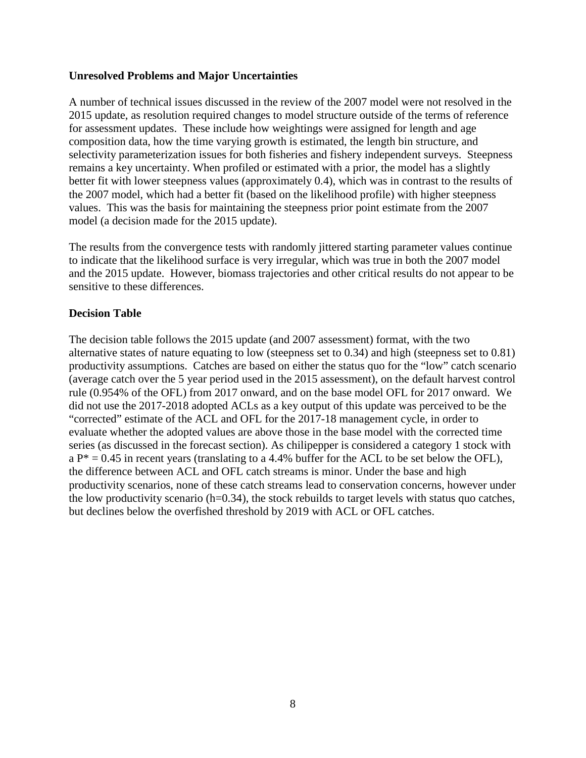## Unresolved Problems and Major Uncertainties

A number of technical issues discussed in the review of the 2007 model were not resolved in the 2015 update, as resolution required changes to model structure outside of the terms of reference for assessment updates. These include how weightings were assigned for length and age composition data, how the time varying growth is estimated, the length bin structure, and selectivity parameterization issues for both fisheries and fishery independent surveys. Steepness remains a key uncertainty. When profiled or estimated with a prior, the model has a slightly better fit with lower steepness values (approximately 0.4), which was in contrast to the results of the 2007 model, which had a better fit (based on the likelihood profile) with higher steepness values. This was the basis for maintaining the steepness prior point estimate from the 2007 model (a decision made for the 2015 update).

The results from the convergence tests with randomly jittered starting parameter values continue to indicate that the likelihood surface is very irregular, which was true in both the 2007 model and the 2015 update. However, biomass trajectories and other critical results do not appear to be sensitive to these differences.

## Decision Table

The decision table follows the 2015 update (and 2007 assessment) format, with the two alternative states of nature equating to low (steepness set to 0.34) and high (steepness set to 0.81) productivity assumptions. Catches are based on either the status quo for the "low" catch scenario (average catch over the 5 year period used in the 2015 assessment), on the default harvest control rule (0.954% of the OFL) from 2017 onward, and on the base model OFL for 2017 onward. We did not use the 2017-2018 adopted ACLs as a key output of this update was perceived to be the "corrected" estimate of the ACL and OFL for the 2017-18 management cycle, in order to evaluate whether the adopted values are above those in the base model with the corrected time series (as discussed in the forecast section). As chilipepper is considered a category 1 stock with a $P^* = 0.45$ in recent years (translating to a 4.4% buffer for the ACL to be set below the OFL), the difference between ACL and OFL catch streams is minor. Under the base and high productivity scenarios, none of these catch streams lead to conservation concerns, however under the low productivity scenario (h=0.34), the stock rebuilds to target levels with status quo catches, but declines below the overfished threshold by 2019 with ACL or OFL catches.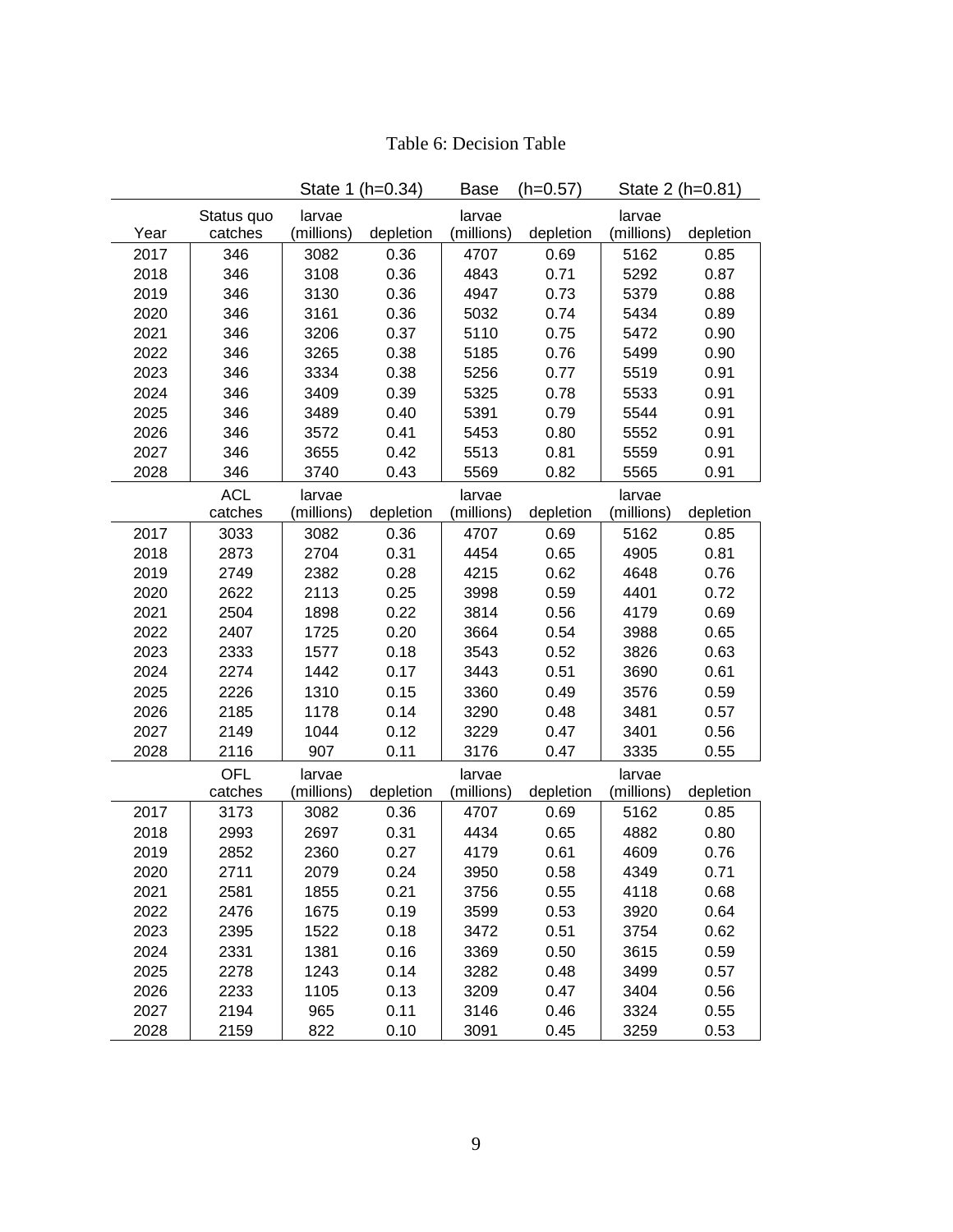Table 6: Decision Table

| | | State 1 (h=0.34) | | Base (h=0.57) | | State 2 (h=0.81) | |
|---|---|---|---|---|---|---|---|
| Year | Status quo catches | larvae (millions) | depletion | larvae (millions) | depletion | larvae (millions) | depletion |
| 2017 | 346 | 3082 | 0.36 | 4707 | 0.69 | 5162 | 0.85 |
| 2018 | 346 | 3108 | 0.36 | 4843 | 0.71 | 5292 | 0.87 |
| 2019 | 346 | 3130 | 0.36 | 4947 | 0.73 | 5379 | 0.88 |
| 2020 | 346 | 3161 | 0.36 | 5032 | 0.74 | 5434 | 0.89 |
| 2021 | 346 | 3206 | 0.37 | 5110 | 0.75 | 5472 | 0.90 |
| 2022 | 346 | 3265 | 0.38 | 5185 | 0.76 | 5499 | 0.90 |
| 2023 | 346 | 3334 | 0.38 | 5256 | 0.77 | 5519 | 0.91 |
| 2024 | 346 | 3409 | 0.39 | 5325 | 0.78 | 5533 | 0.91 |
| 2025 | 346 | 3489 | 0.40 | 5391 | 0.79 | 5544 | 0.91 |
| 2026 | 346 | 3572 | 0.41 | 5453 | 0.80 | 5552 | 0.91 |
| 2027 | 346 | 3655 | 0.42 | 5513 | 0.81 | 5559 | 0.91 |
| 2028 | 346 | 3740 | 0.43 | 5569 | 0.82 | 5565 | 0.91 |
| | ACL catches | larvae (millions) | depletion | larvae (millions) | depletion | larvae (millions) | depletion |
| 2017 | 3033 | 3082 | 0.36 | 4707 | 0.69 | 5162 | 0.85 |
| 2018 | 2873 | 2704 | 0.31 | 4454 | 0.65 | 4905 | 0.81 |
| 2019 | 2749 | 2382 | 0.28 | 4215 | 0.62 | 4648 | 0.76 |
| 2020 | 2622 | 2113 | 0.25 | 3998 | 0.59 | 4401 | 0.72 |
| 2021 | 2504 | 1898 | 0.22 | 3814 | 0.56 | 4179 | 0.69 |
| 2022 | 2407 | 1725 | 0.20 | 3664 | 0.54 | 3988 | 0.65 |
| 2023 | 2333 | 1577 | 0.18 | 3543 | 0.52 | 3826 | 0.63 |
| 2024 | 2274 | 1442 | 0.17 | 3443 | 0.51 | 3690 | 0.61 |
| 2025 | 2226 | 1310 | 0.15 | 3360 | 0.49 | 3576 | 0.59 |
| 2026 | 2185 | 1178 | 0.14 | 3290 | 0.48 | 3481 | 0.57 |
| 2027 | 2149 | 1044 | 0.12 | 3229 | 0.47 | 3401 | 0.56 |
| 2028 | 2116 | 907 | 0.11 | 3176 | 0.47 | 3335 | 0.55 |
| | OFL catches | larvae (millions) | depletion | larvae (millions) | depletion | larvae (millions) | depletion |
| 2017 | 3173 | 3082 | 0.36 | 4707 | 0.69 | 5162 | 0.85 |
| 2018 | 2993 | 2697 | 0.31 | 4434 | 0.65 | 4882 | 0.80 |
| 2019 | 2852 | 2360 | 0.27 | 4179 | 0.61 | 4609 | 0.76 |
| 2020 | 2711 | 2079 | 0.24 | 3950 | 0.58 | 4349 | 0.71 |
| 2021 | 2581 | 1855 | 0.21 | 3756 | 0.55 | 4118 | 0.68 |
| 2022 | 2476 | 1675 | 0.19 | 3599 | 0.53 | 3920 | 0.64 |
| 2023 | 2395 | 1522 | 0.18 | 3472 | 0.51 | 3754 | 0.62 |
| 2024 | 2331 | 1381 | 0.16 | 3369 | 0.50 | 3615 | 0.59 |
| 2025 | 2278 | 1243 | 0.14 | 3282 | 0.48 | 3499 | 0.57 |
| 2026 | 2233 | 1105 | 0.13 | 3209 | 0.47 | 3404 | 0.56 |
| 2027 | 2194 | 965 | 0.11 | 3146 | 0.46 | 3324 | 0.55 |
| 2028 | 2159 | 822 | 0.10 | 3091 | 0.45 | 3259 | 0.53 |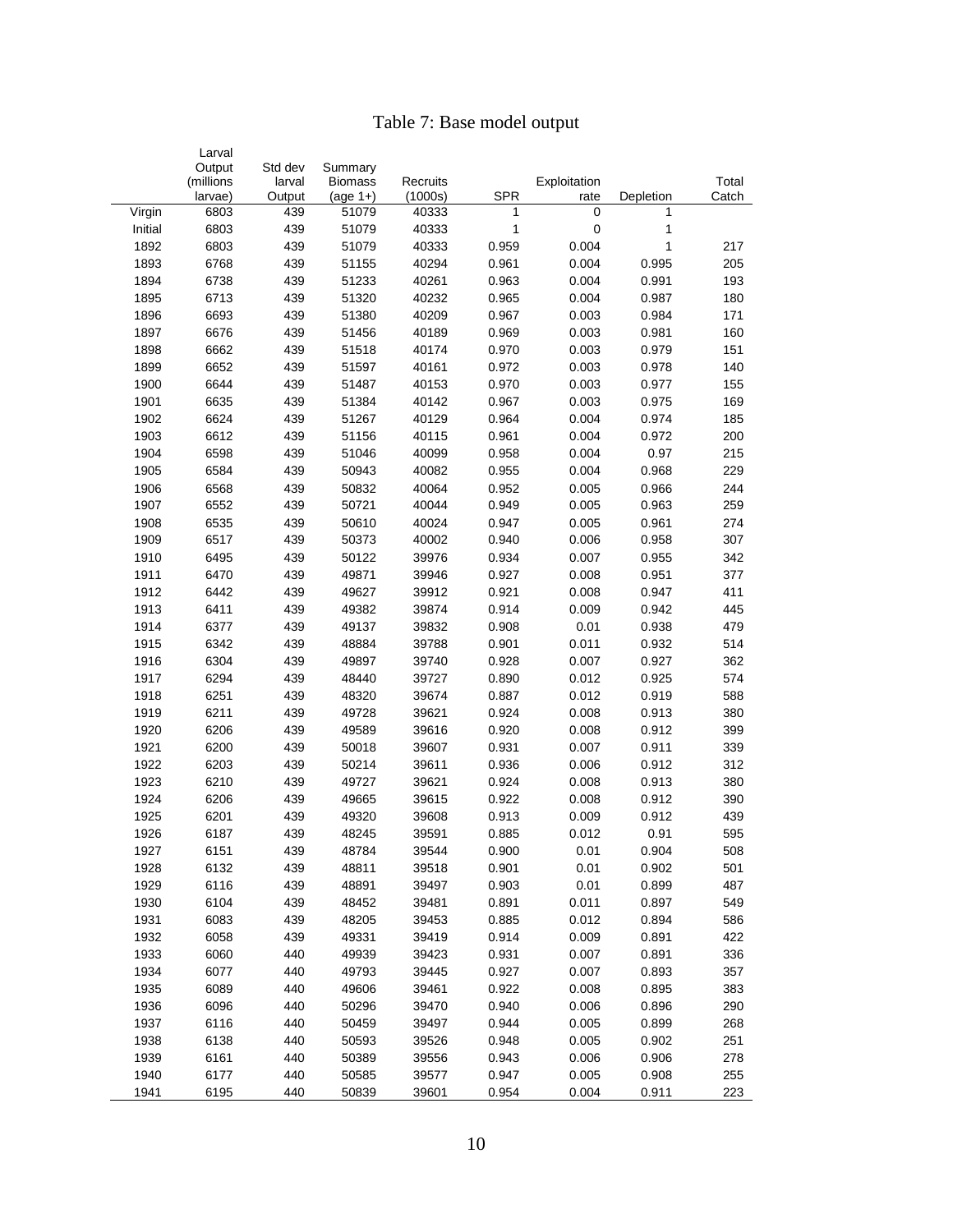# Table 7: Base model output

| | Larval Output (millions larvae) | Std dev larval Output | Summary Biomass (age 1+) | Recruits (1000s) | SPR | Exploitation rate | Depletion | Total Catch |
|---|---|---|---|---|---|---|---|---|
| Virgin | 6803 | 439 | 51079 | 40333 | 1 | 0 | 1 | |
| Initial | 6803 | 439 | 51079 | 40333 | 1 | 0 | 1 | |
| 1892 | 6803 | 439 | 51079 | 40333 | 0.959 | 0.004 | 1 | 217 |
| 1893 | 6768 | 439 | 51155 | 40294 | 0.961 | 0.004 | 0.995 | 205 |
| 1894 | 6738 | 439 | 51233 | 40261 | 0.963 | 0.004 | 0.991 | 193 |
| 1895 | 6713 | 439 | 51320 | 40232 | 0.965 | 0.004 | 0.987 | 180 |
| 1896 | 6693 | 439 | 51380 | 40209 | 0.967 | 0.003 | 0.984 | 171 |
| 1897 | 6676 | 439 | 51456 | 40189 | 0.969 | 0.003 | 0.981 | 160 |
| 1898 | 6662 | 439 | 51518 | 40174 | 0.970 | 0.003 | 0.979 | 151 |
| 1899 | 6652 | 439 | 51597 | 40161 | 0.972 | 0.003 | 0.978 | 140 |
| 1900 | 6644 | 439 | 51487 | 40153 | 0.970 | 0.003 | 0.977 | 155 |
| 1901 | 6635 | 439 | 51384 | 40142 | 0.967 | 0.003 | 0.975 | 169 |
| 1902 | 6624 | 439 | 51267 | 40129 | 0.964 | 0.004 | 0.974 | 185 |
| 1903 | 6612 | 439 | 51156 | 40115 | 0.961 | 0.004 | 0.972 | 200 |
| 1904 | 6598 | 439 | 51046 | 40099 | 0.958 | 0.004 | 0.97 | 215 |
| 1905 | 6584 | 439 | 50943 | 40082 | 0.955 | 0.004 | 0.968 | 229 |
| 1906 | 6568 | 439 | 50832 | 40064 | 0.952 | 0.005 | 0.966 | 244 |
| 1907 | 6552 | 439 | 50721 | 40044 | 0.949 | 0.005 | 0.963 | 259 |
| 1908 | 6535 | 439 | 50610 | 40024 | 0.947 | 0.005 | 0.961 | 274 |
| 1909 | 6517 | 439 | 50373 | 40002 | 0.940 | 0.006 | 0.958 | 307 |
| 1910 | 6495 | 439 | 50122 | 39976 | 0.934 | 0.007 | 0.955 | 342 |
| 1911 | 6470 | 439 | 49871 | 39946 | 0.927 | 0.008 | 0.951 | 377 |
| 1912 | 6442 | 439 | 49627 | 39912 | 0.921 | 0.008 | 0.947 | 411 |
| 1913 | 6411 | 439 | 49382 | 39874 | 0.914 | 0.009 | 0.942 | 445 |
| 1914 | 6377 | 439 | 49137 | 39832 | 0.908 | 0.01 | 0.938 | 479 |
| 1915 | 6342 | 439 | 48884 | 39788 | 0.901 | 0.011 | 0.932 | 514 |
| 1916 | 6304 | 439 | 49897 | 39740 | 0.928 | 0.007 | 0.927 | 362 |
| 1917 | 6294 | 439 | 48440 | 39727 | 0.890 | 0.012 | 0.925 | 574 |
| 1918 | 6251 | 439 | 48320 | 39674 | 0.887 | 0.012 | 0.919 | 588 |
| 1919 | 6211 | 439 | 49728 | 39621 | 0.924 | 0.008 | 0.913 | 380 |
| 1920 | 6206 | 439 | 49589 | 39616 | 0.920 | 0.008 | 0.912 | 399 |
| 1921 | 6200 | 439 | 50018 | 39607 | 0.931 | 0.007 | 0.911 | 339 |
| 1922 | 6203 | 439 | 50214 | 39611 | 0.936 | 0.006 | 0.912 | 312 |
| 1923 | 6210 | 439 | 49727 | 39621 | 0.924 | 0.008 | 0.913 | 380 |
| 1924 | 6206 | 439 | 49665 | 39615 | 0.922 | 0.008 | 0.912 | 390 |
| 1925 | 6201 | 439 | 49320 | 39608 | 0.913 | 0.009 | 0.912 | 439 |
| 1926 | 6187 | 439 | 48245 | 39591 | 0.885 | 0.012 | 0.91 | 595 |
| 1927 | 6151 | 439 | 48784 | 39544 | 0.900 | 0.01 | 0.904 | 508 |
| 1928 | 6132 | 439 | 48811 | 39518 | 0.901 | 0.01 | 0.902 | 501 |
| 1929 | 6116 | 439 | 48891 | 39497 | 0.903 | 0.01 | 0.899 | 487 |
| 1930 | 6104 | 439 | 48452 | 39481 | 0.891 | 0.011 | 0.897 | 549 |
| 1931 | 6083 | 439 | 48205 | 39453 | 0.885 | 0.012 | 0.894 | 586 |
| 1932 | 6058 | 439 | 49331 | 39419 | 0.914 | 0.009 | 0.891 | 422 |
| 1933 | 6060 | 440 | 49939 | 39423 | 0.931 | 0.007 | 0.891 | 336 |
| 1934 | 6077 | 440 | 49793 | 39445 | 0.927 | 0.007 | 0.893 | 357 |
| 1935 | 6089 | 440 | 49606 | 39461 | 0.922 | 0.008 | 0.895 | 383 |
| 1936 | 6096 | 440 | 50296 | 39470 | 0.940 | 0.006 | 0.896 | 290 |
| 1937 | 6116 | 440 | 50459 | 39497 | 0.944 | 0.005 | 0.899 | 268 |
| 1938 | 6138 | 440 | 50593 | 39526 | 0.948 | 0.005 | 0.902 | 251 |
| 1939 | 6161 | 440 | 50389 | 39556 | 0.943 | 0.006 | 0.906 | 278 |
| 1940 | 6177 | 440 | 50585 | 39577 | 0.947 | 0.005 | 0.908 | 255 |
| 1941 | 6195 | 440 | 50839 | 39601 | 0.954 | 0.004 | 0.911 | 223 |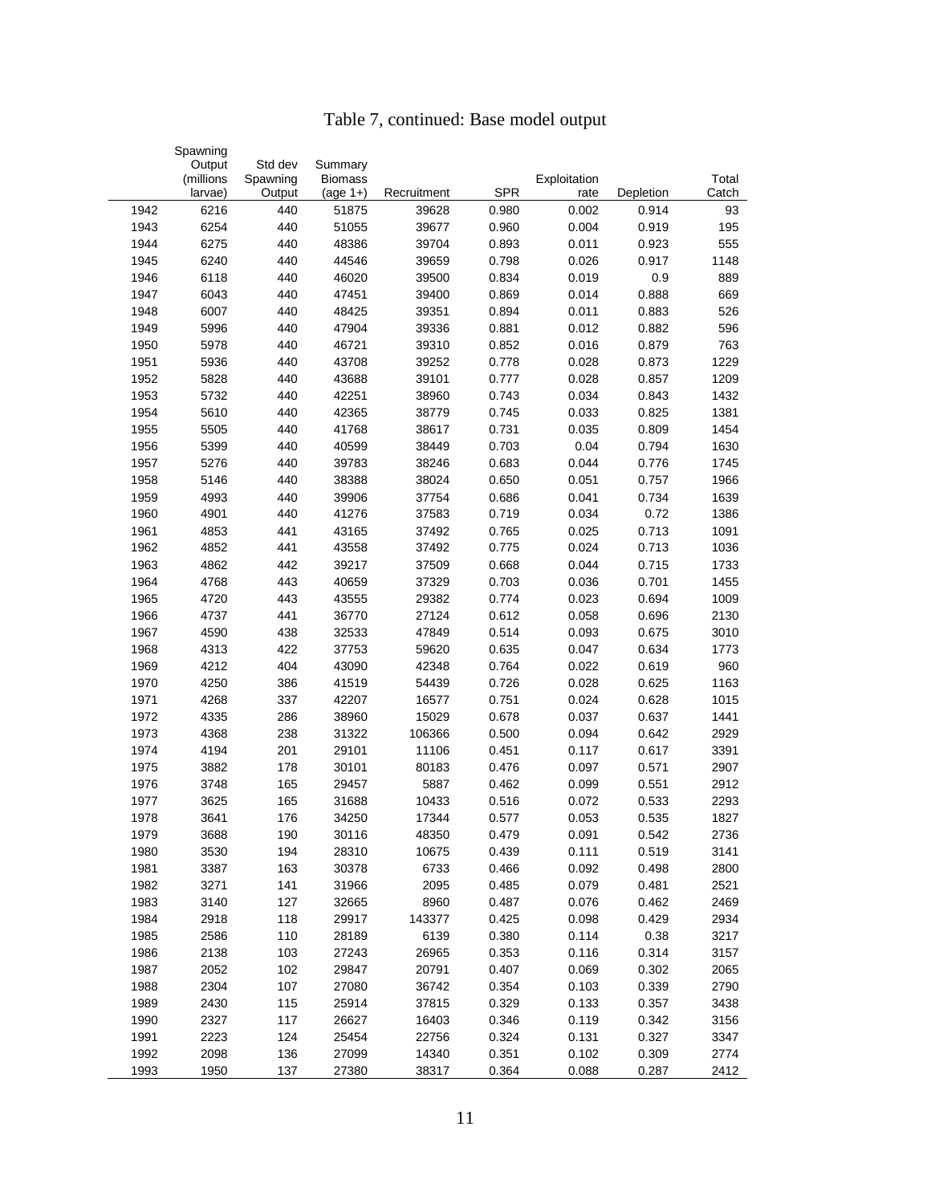# Table 7, continued: Base model output

| | Spawning Output (millions larvae) | Std dev Spawning Output | Summary Biomass (age 1+) | Recruitment | SPR | Exploitation rate | Depletion | Total Catch |
|---|---|---|---|---|---|---|---|---|
| 1942 | 6216 | 440 | 51875 | 39628 | 0.980 | 0.002 | 0.914 | 93 |
| 1943 | 6254 | 440 | 51055 | 39677 | 0.960 | 0.004 | 0.919 | 195 |
| 1944 | 6275 | 440 | 48386 | 39704 | 0.893 | 0.011 | 0.923 | 555 |
| 1945 | 6240 | 440 | 44546 | 39659 | 0.798 | 0.026 | 0.917 | 1148 |
| 1946 | 6118 | 440 | 46020 | 39500 | 0.834 | 0.019 | 0.9 | 889 |
| 1947 | 6043 | 440 | 47451 | 39400 | 0.869 | 0.014 | 0.888 | 669 |
| 1948 | 6007 | 440 | 48425 | 39351 | 0.894 | 0.011 | 0.883 | 526 |
| 1949 | 5996 | 440 | 47904 | 39336 | 0.881 | 0.012 | 0.882 | 596 |
| 1950 | 5978 | 440 | 46721 | 39310 | 0.852 | 0.016 | 0.879 | 763 |
| 1951 | 5936 | 440 | 43708 | 39252 | 0.778 | 0.028 | 0.873 | 1229 |
| 1952 | 5828 | 440 | 43688 | 39101 | 0.777 | 0.028 | 0.857 | 1209 |
| 1953 | 5732 | 440 | 42251 | 38960 | 0.743 | 0.034 | 0.843 | 1432 |
| 1954 | 5610 | 440 | 42365 | 38779 | 0.745 | 0.033 | 0.825 | 1381 |
| 1955 | 5505 | 440 | 41768 | 38617 | 0.731 | 0.035 | 0.809 | 1454 |
| 1956 | 5399 | 440 | 40599 | 38449 | 0.703 | 0.04 | 0.794 | 1630 |
| 1957 | 5276 | 440 | 39783 | 38246 | 0.683 | 0.044 | 0.776 | 1745 |
| 1958 | 5146 | 440 | 38388 | 38024 | 0.650 | 0.051 | 0.757 | 1966 |
| 1959 | 4993 | 440 | 39906 | 37754 | 0.686 | 0.041 | 0.734 | 1639 |
| 1960 | 4901 | 440 | 41276 | 37583 | 0.719 | 0.034 | 0.72 | 1386 |
| 1961 | 4853 | 441 | 43165 | 37492 | 0.765 | 0.025 | 0.713 | 1091 |
| 1962 | 4852 | 441 | 43558 | 37492 | 0.775 | 0.024 | 0.713 | 1036 |
| 1963 | 4862 | 442 | 39217 | 37509 | 0.668 | 0.044 | 0.715 | 1733 |
| 1964 | 4768 | 443 | 40659 | 37329 | 0.703 | 0.036 | 0.701 | 1455 |
| 1965 | 4720 | 443 | 43555 | 29382 | 0.774 | 0.023 | 0.694 | 1009 |
| 1966 | 4737 | 441 | 36770 | 27124 | 0.612 | 0.058 | 0.696 | 2130 |
| 1967 | 4590 | 438 | 32533 | 47849 | 0.514 | 0.093 | 0.675 | 3010 |
| 1968 | 4313 | 422 | 37753 | 59620 | 0.635 | 0.047 | 0.634 | 1773 |
| 1969 | 4212 | 404 | 43090 | 42348 | 0.764 | 0.022 | 0.619 | 960 |
| 1970 | 4250 | 386 | 41519 | 54439 | 0.726 | 0.028 | 0.625 | 1163 |
| 1971 | 4268 | 337 | 42207 | 16577 | 0.751 | 0.024 | 0.628 | 1015 |
| 1972 | 4335 | 286 | 38960 | 15029 | 0.678 | 0.037 | 0.637 | 1441 |
| 1973 | 4368 | 238 | 31322 | 106366 | 0.500 | 0.094 | 0.642 | 2929 |
| 1974 | 4194 | 201 | 29101 | 11106 | 0.451 | 0.117 | 0.617 | 3391 |
| 1975 | 3882 | 178 | 30101 | 80183 | 0.476 | 0.097 | 0.571 | 2907 |
| 1976 | 3748 | 165 | 29457 | 5887 | 0.462 | 0.099 | 0.551 | 2912 |
| 1977 | 3625 | 165 | 31688 | 10433 | 0.516 | 0.072 | 0.533 | 2293 |
| 1978 | 3641 | 176 | 34250 | 17344 | 0.577 | 0.053 | 0.535 | 1827 |
| 1979 | 3688 | 190 | 30116 | 48350 | 0.479 | 0.091 | 0.542 | 2736 |
| 1980 | 3530 | 194 | 28310 | 10675 | 0.439 | 0.111 | 0.519 | 3141 |
| 1981 | 3387 | 163 | 30378 | 6733 | 0.466 | 0.092 | 0.498 | 2800 |
| 1982 | 3271 | 141 | 31966 | 2095 | 0.485 | 0.079 | 0.481 | 2521 |
| 1983 | 3140 | 127 | 32665 | 8960 | 0.487 | 0.076 | 0.462 | 2469 |
| 1984 | 2918 | 118 | 29917 | 143377 | 0.425 | 0.098 | 0.429 | 2934 |
| 1985 | 2586 | 110 | 28189 | 6139 | 0.380 | 0.114 | 0.38 | 3217 |
| 1986 | 2138 | 103 | 27243 | 26965 | 0.353 | 0.116 | 0.314 | 3157 |
| 1987 | 2052 | 102 | 29847 | 20791 | 0.407 | 0.069 | 0.302 | 2065 |
| 1988 | 2304 | 107 | 27080 | 36742 | 0.354 | 0.103 | 0.339 | 2790 |
| 1989 | 2430 | 115 | 25914 | 37815 | 0.329 | 0.133 | 0.357 | 3438 |
| 1990 | 2327 | 117 | 26627 | 16403 | 0.346 | 0.119 | 0.342 | 3156 |
| 1991 | 2223 | 124 | 25454 | 22756 | 0.324 | 0.131 | 0.327 | 3347 |
| 1992 | 2098 | 136 | 27099 | 14340 | 0.351 | 0.102 | 0.309 | 2774 |
| 1993 | 1950 | 137 | 27380 | 38317 | 0.364 | 0.088 | 0.287 | 2412 |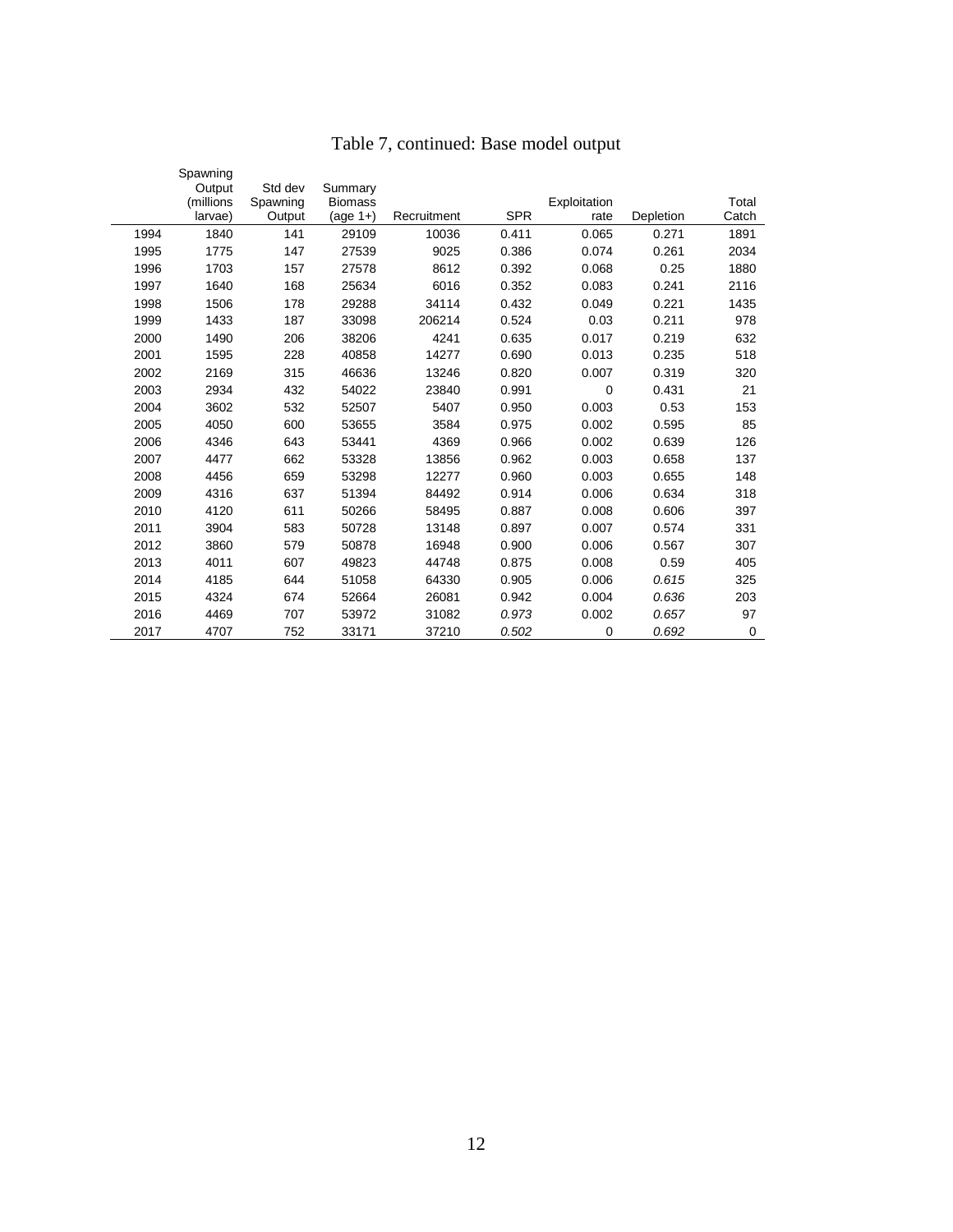# Table 7, continued: Base model output

| | Spawning Output (millions larvae) | Std dev Spawning Output | Summary Biomass (age 1+) | Recruitment | SPR | Exploitation rate | Depletion | Total Catch |
|---|---|---|---|---|---|---|---|---|
| 1994 | 1840 | 141 | 29109 | 10036 | 0.411 | 0.065 | 0.271 | 1891 |
| 1995 | 1775 | 147 | 27539 | 9025 | 0.386 | 0.074 | 0.261 | 2034 |
| 1996 | 1703 | 157 | 27578 | 8612 | 0.392 | 0.068 | 0.25 | 1880 |
| 1997 | 1640 | 168 | 25634 | 6016 | 0.352 | 0.083 | 0.241 | 2116 |
| 1998 | 1506 | 178 | 29288 | 34114 | 0.432 | 0.049 | 0.221 | 1435 |
| 1999 | 1433 | 187 | 33098 | 206214 | 0.524 | 0.03 | 0.211 | 978 |
| 2000 | 1490 | 206 | 38206 | 4241 | 0.635 | 0.017 | 0.219 | 632 |
| 2001 | 1595 | 228 | 40858 | 14277 | 0.690 | 0.013 | 0.235 | 518 |
| 2002 | 2169 | 315 | 46636 | 13246 | 0.820 | 0.007 | 0.319 | 320 |
| 2003 | 2934 | 432 | 54022 | 23840 | 0.991 | 0 | 0.431 | 21 |
| 2004 | 3602 | 532 | 52507 | 5407 | 0.950 | 0.003 | 0.53 | 153 |
| 2005 | 4050 | 600 | 53655 | 3584 | 0.975 | 0.002 | 0.595 | 85 |
| 2006 | 4346 | 643 | 53441 | 4369 | 0.966 | 0.002 | 0.639 | 126 |
| 2007 | 4477 | 662 | 53328 | 13856 | 0.962 | 0.003 | 0.658 | 137 |
| 2008 | 4456 | 659 | 53298 | 12277 | 0.960 | 0.003 | 0.655 | 148 |
| 2009 | 4316 | 637 | 51394 | 84492 | 0.914 | 0.006 | 0.634 | 318 |
| 2010 | 4120 | 611 | 50266 | 58495 | 0.887 | 0.008 | 0.606 | 397 |
| 2011 | 3904 | 583 | 50728 | 13148 | 0.897 | 0.007 | 0.574 | 331 |
| 2012 | 3860 | 579 | 50878 | 16948 | 0.900 | 0.006 | 0.567 | 307 |
| 2013 | 4011 | 607 | 49823 | 44748 | 0.875 | 0.008 | 0.59 | 405 |
| 2014 | 4185 | 644 | 51058 | 64330 | 0.905 | 0.006 | *0.615* | 325 |
| 2015 | 4324 | 674 | 52664 | 26081 | 0.942 | 0.004 | *0.636* | 203 |
| 2016 | 4469 | 707 | 53972 | 31082 | *0.973* | 0.002 | *0.657* | 97 |
| 2017 | 4707 | 752 | 33171 | 37210 | *0.502* | 0 | *0.692* | 0 |